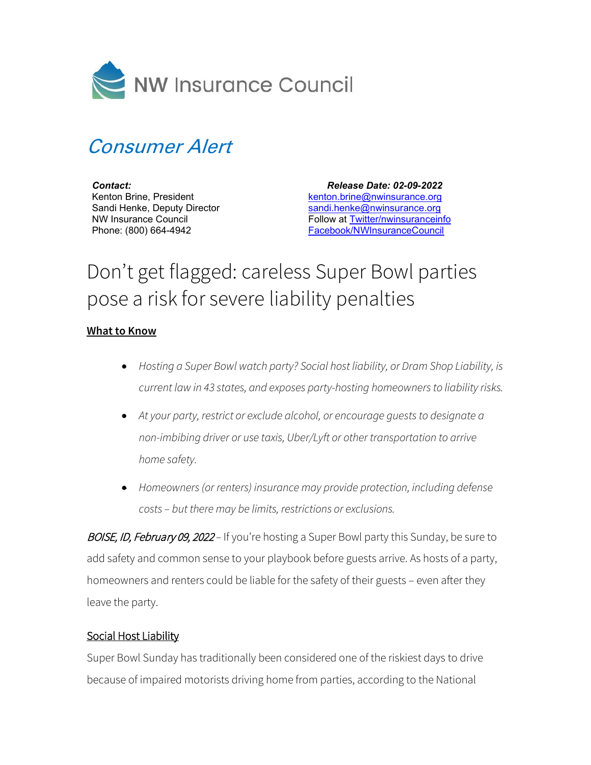NW Insurance Council

# *Consumer Alert*

***Contact:***
Kenton Brine, President
Sandi Henke, Deputy Director
NW Insurance Council
Phone: (800) 664-4942

***Release Date: 02-09-2022***
kenton.brine@nwinsurance.org
sandi.henke@nwinsurance.org
Follow at Twitter/nwinsuranceinfo
Facebook/NWInsuranceCouncil

# Don't get flagged: careless Super Bowl parties pose a risk for severe liability penalties

**What to Know**

- *Hosting a Super Bowl watch party? Social host liability, or Dram Shop Liability, is current law in 43 states, and exposes party-hosting homeowners to liability risks.*
- *At your party, restrict or exclude alcohol, or encourage guests to designate a non-imbibing driver or use taxis, Uber/Lyft or other transportation to arrive home safety.*
- *Homeowners (or renters) insurance may provide protection, including defense costs – but there may be limits, restrictions or exclusions.*

*BOISE, ID, February 09, 2022* – If you're hosting a Super Bowl party this Sunday, be sure to add safety and common sense to your playbook before guests arrive. As hosts of a party, homeowners and renters could be liable for the safety of their guests – even after they leave the party.

## Social Host Liability

Super Bowl Sunday has traditionally been considered one of the riskiest days to drive because of impaired motorists driving home from parties, according to the National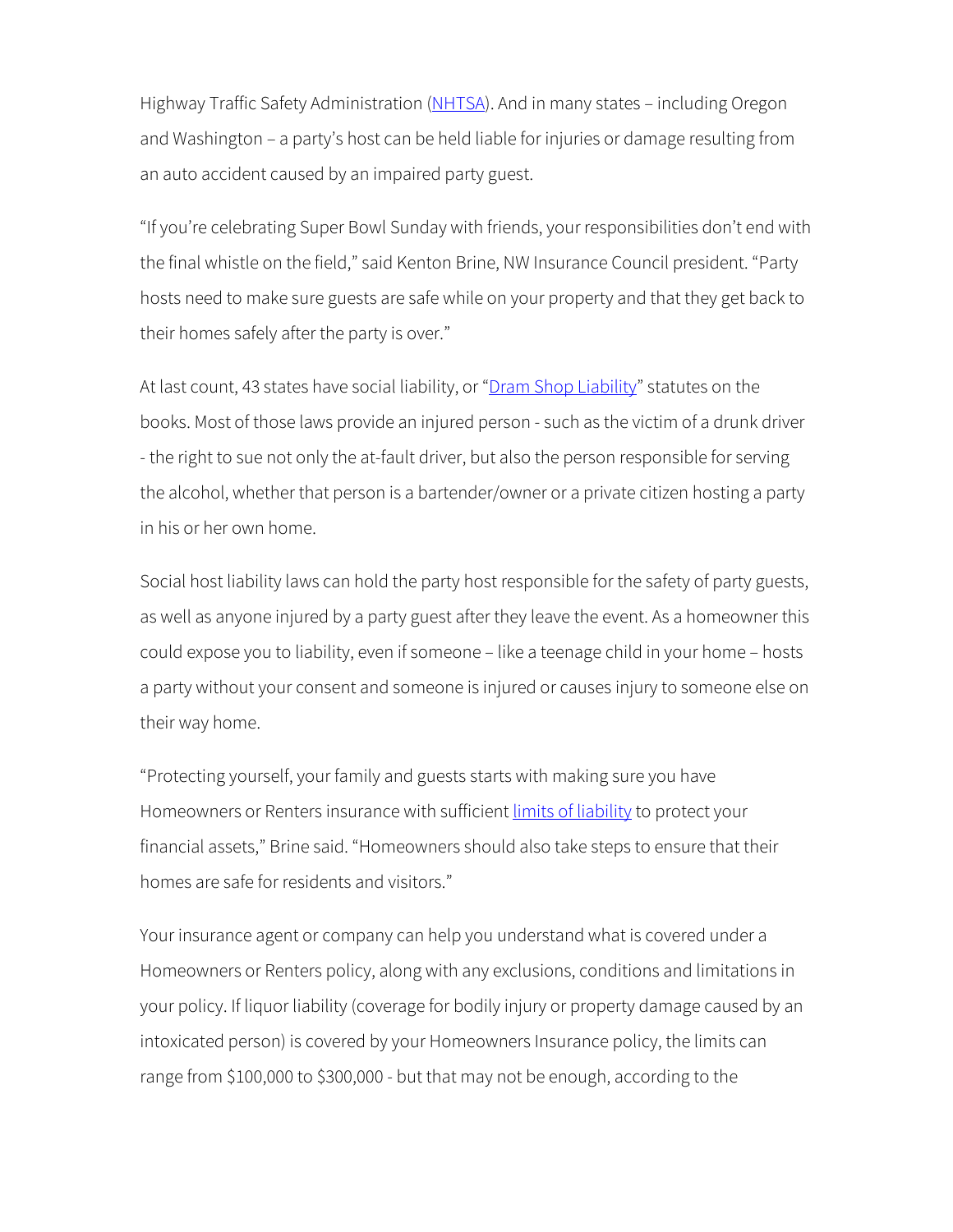Highway Traffic Safety Administration ([NHTSA](#)). And in many states – including Oregon and Washington – a party's host can be held liable for injuries or damage resulting from an auto accident caused by an impaired party guest.

"If you're celebrating Super Bowl Sunday with friends, your responsibilities don't end with the final whistle on the field," said Kenton Brine, NW Insurance Council president. "Party hosts need to make sure guests are safe while on your property and that they get back to their homes safely after the party is over."

At last count, 43 states have social liability, or "[Dram Shop Liability](#)" statutes on the books. Most of those laws provide an injured person - such as the victim of a drunk driver - the right to sue not only the at-fault driver, but also the person responsible for serving the alcohol, whether that person is a bartender/owner or a private citizen hosting a party in his or her own home.

Social host liability laws can hold the party host responsible for the safety of party guests, as well as anyone injured by a party guest after they leave the event. As a homeowner this could expose you to liability, even if someone – like a teenage child in your home – hosts a party without your consent and someone is injured or causes injury to someone else on their way home.

"Protecting yourself, your family and guests starts with making sure you have Homeowners or Renters insurance with sufficient [limits of liability](#) to protect your financial assets," Brine said. "Homeowners should also take steps to ensure that their homes are safe for residents and visitors."

Your insurance agent or company can help you understand what is covered under a Homeowners or Renters policy, along with any exclusions, conditions and limitations in your policy. If liquor liability (coverage for bodily injury or property damage caused by an intoxicated person) is covered by your Homeowners Insurance policy, the limits can range from $100,000 to $300,000 - but that may not be enough, according to the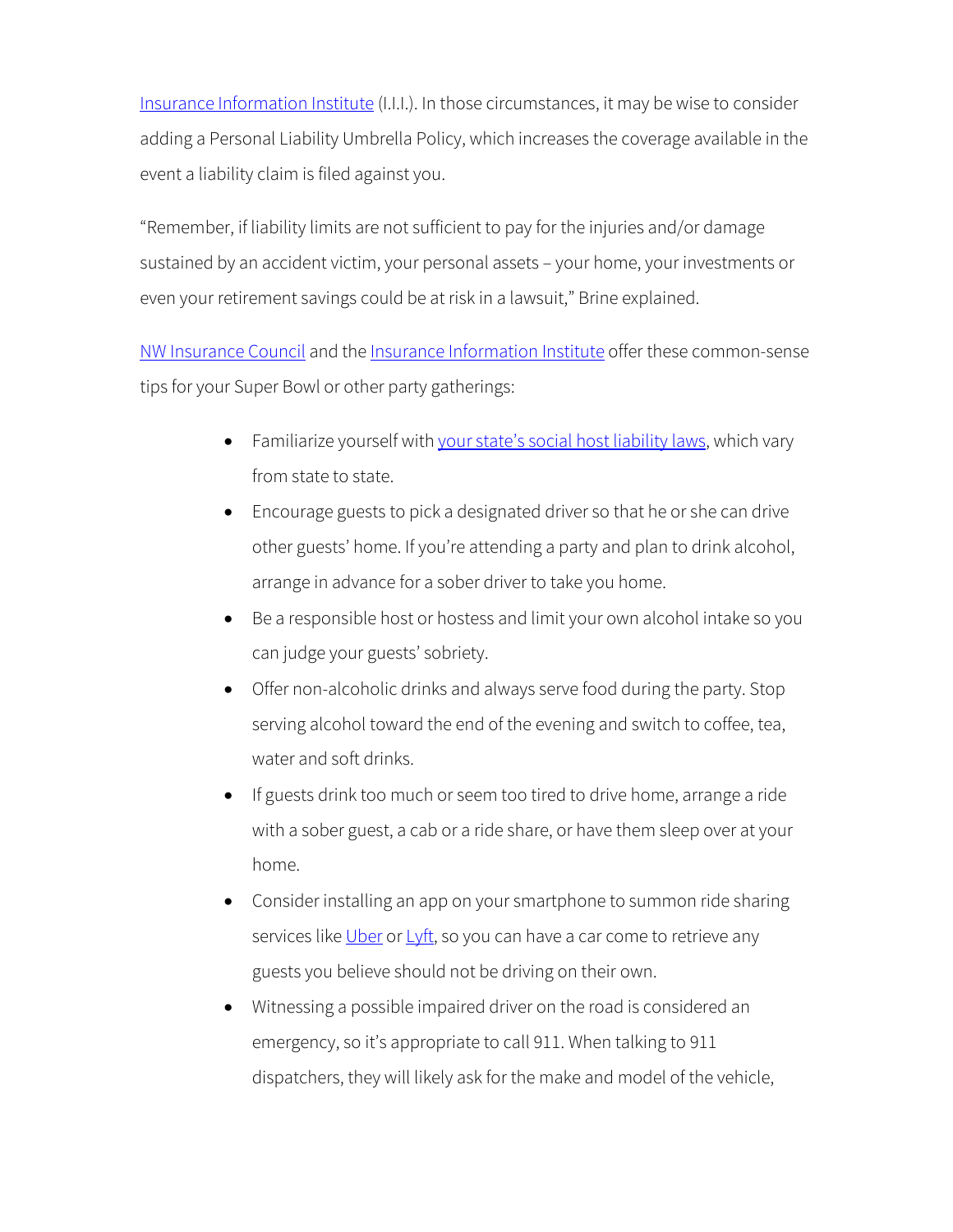Insurance Information Institute (I.I.I.). In those circumstances, it may be wise to consider adding a Personal Liability Umbrella Policy, which increases the coverage available in the event a liability claim is filed against you.

"Remember, if liability limits are not sufficient to pay for the injuries and/or damage sustained by an accident victim, your personal assets – your home, your investments or even your retirement savings could be at risk in a lawsuit," Brine explained.

NW Insurance Council and the Insurance Information Institute offer these common-sense tips for your Super Bowl or other party gatherings:

- Familiarize yourself with your state's social host liability laws, which vary from state to state.
- Encourage guests to pick a designated driver so that he or she can drive other guests' home. If you're attending a party and plan to drink alcohol, arrange in advance for a sober driver to take you home.
- Be a responsible host or hostess and limit your own alcohol intake so you can judge your guests' sobriety.
- Offer non-alcoholic drinks and always serve food during the party. Stop serving alcohol toward the end of the evening and switch to coffee, tea, water and soft drinks.
- If guests drink too much or seem too tired to drive home, arrange a ride with a sober guest, a cab or a ride share, or have them sleep over at your home.
- Consider installing an app on your smartphone to summon ride sharing services like Uber or Lyft, so you can have a car come to retrieve any guests you believe should not be driving on their own.
- Witnessing a possible impaired driver on the road is considered an emergency, so it's appropriate to call 911. When talking to 911 dispatchers, they will likely ask for the make and model of the vehicle,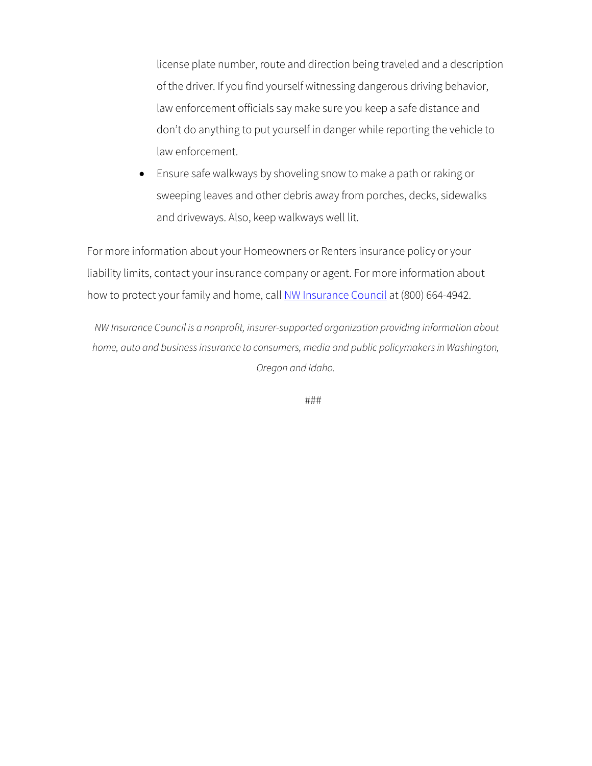license plate number, route and direction being traveled and a description of the driver. If you find yourself witnessing dangerous driving behavior, law enforcement officials say make sure you keep a safe distance and don't do anything to put yourself in danger while reporting the vehicle to law enforcement.

- Ensure safe walkways by shoveling snow to make a path or raking or sweeping leaves and other debris away from porches, decks, sidewalks and driveways. Also, keep walkways well lit.

For more information about your Homeowners or Renters insurance policy or your liability limits, contact your insurance company or agent. For more information about how to protect your family and home, call NW Insurance Council at (800) 664-4942.

*NW Insurance Council is a nonprofit, insurer-supported organization providing information about home, auto and business insurance to consumers, media and public policymakers in Washington, Oregon and Idaho.*

###